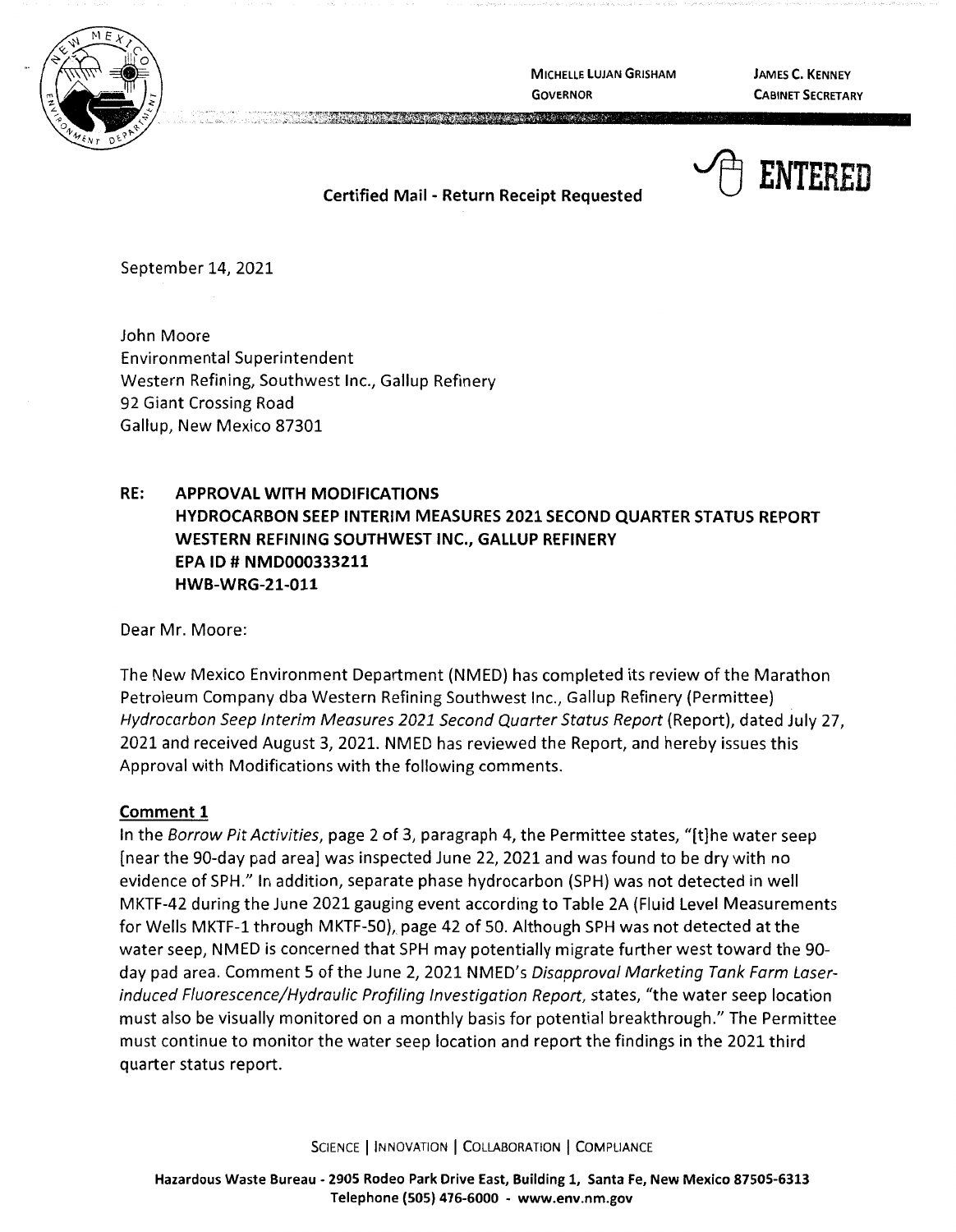MICHELLE LUJAN GRISHAM
GOVERNOR

JAMES C. KENNEY
CABINET SECRETARY

ENTERED

**Certified Mail - Return Receipt Requested**

September 14, 2021

John Moore
Environmental Superintendent
Western Refining, Southwest Inc., Gallup Refinery
92 Giant Crossing Road
Gallup, New Mexico 87301

**RE: APPROVAL WITH MODIFICATIONS**
**HYDROCARBON SEEP INTERIM MEASURES 2021 SECOND QUARTER STATUS REPORT**
**WESTERN REFINING SOUTHWEST INC., GALLUP REFINERY**
**EPA ID # NMD000333211**
**HWB-WRG-21-011**

Dear Mr. Moore:

The New Mexico Environment Department (NMED) has completed its review of the Marathon Petroleum Company dba Western Refining Southwest Inc., Gallup Refinery (Permittee) *Hydrocarbon Seep Interim Measures 2021 Second Quarter Status Report* (Report), dated July 27, 2021 and received August 3, 2021. NMED has reviewed the Report, and hereby issues this Approval with Modifications with the following comments.

## Comment 1

In the *Borrow Pit Activities*, page 2 of 3, paragraph 4, the Permittee states, "[t]he water seep [near the 90-day pad area] was inspected June 22, 2021 and was found to be dry with no evidence of SPH." In addition, separate phase hydrocarbon (SPH) was not detected in well MKTF-42 during the June 2021 gauging event according to Table 2A (Fluid Level Measurements for Wells MKTF-1 through MKTF-50), page 42 of 50. Although SPH was not detected at the water seep, NMED is concerned that SPH may potentially migrate further west toward the 90-day pad area. Comment 5 of the June 2, 2021 NMED's *Disapproval Marketing Tank Farm Laser-induced Fluorescence/Hydraulic Profiling Investigation Report*, states, "the water seep location must also be visually monitored on a monthly basis for potential breakthrough." The Permittee must continue to monitor the water seep location and report the findings in the 2021 third quarter status report.

SCIENCE | INNOVATION | COLLABORATION | COMPLIANCE

Hazardous Waste Bureau - 2905 Rodeo Park Drive East, Building 1, Santa Fe, New Mexico 87505-6313
Telephone (505) 476-6000 - www.env.nm.gov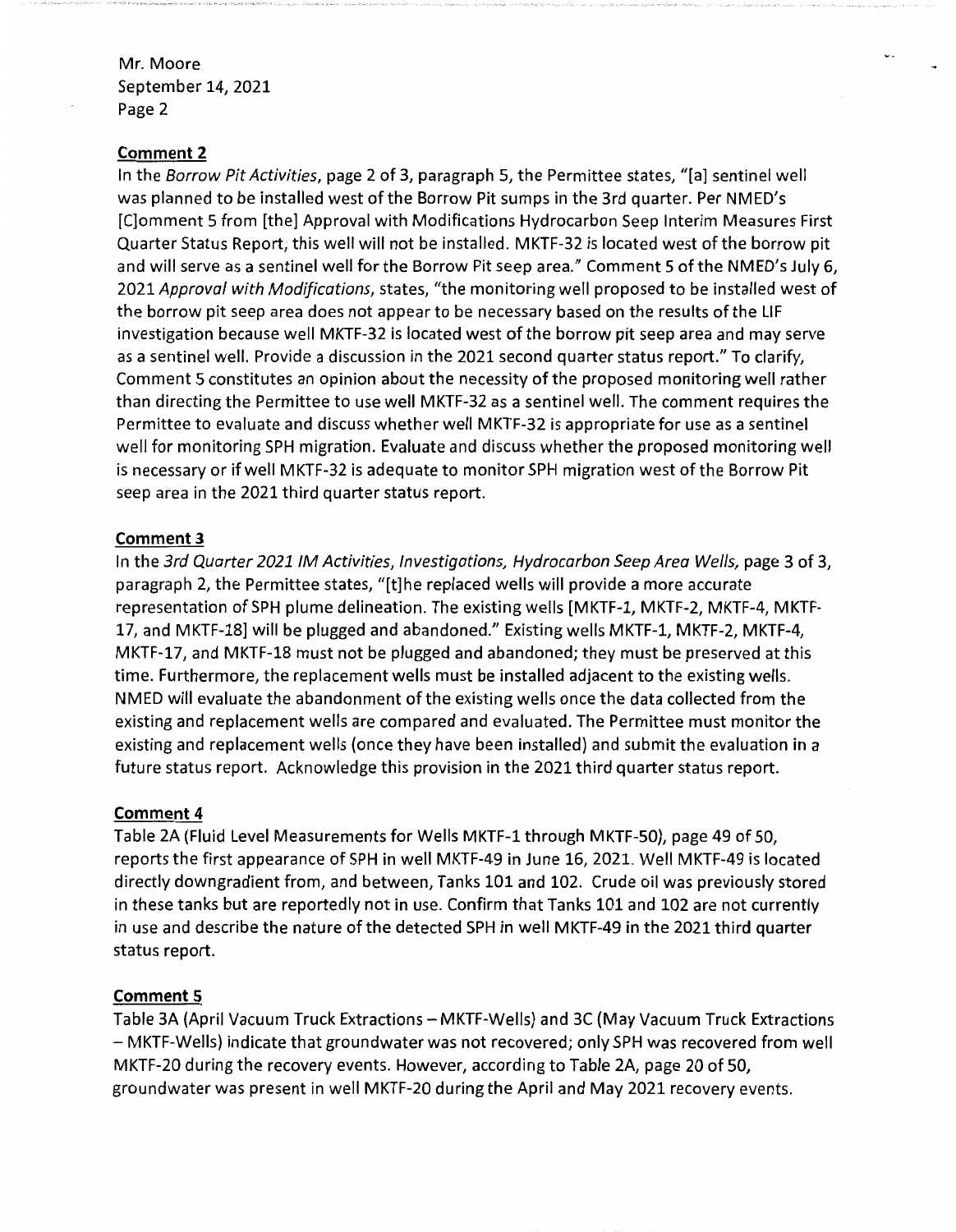Mr. Moore
September 14, 2021
Page 2

**Comment 2**

In the *Borrow Pit Activities*, page 2 of 3, paragraph 5, the Permittee states, "[a] sentinel well was planned to be installed west of the Borrow Pit sumps in the 3rd quarter. Per NMED's [C]omment 5 from [the] Approval with Modifications Hydrocarbon Seep Interim Measures First Quarter Status Report, this well will not be installed. MKTF-32 is located west of the borrow pit and will serve as a sentinel well for the Borrow Pit seep area." Comment 5 of the NMED's July 6, 2021 *Approval with Modifications*, states, "the monitoring well proposed to be installed west of the borrow pit seep area does not appear to be necessary based on the results of the LIF investigation because well MKTF-32 is located west of the borrow pit seep area and may serve as a sentinel well. Provide a discussion in the 2021 second quarter status report." To clarify, Comment 5 constitutes an opinion about the necessity of the proposed monitoring well rather than directing the Permittee to use well MKTF-32 as a sentinel well. The comment requires the Permittee to evaluate and discuss whether well MKTF-32 is appropriate for use as a sentinel well for monitoring SPH migration. Evaluate and discuss whether the proposed monitoring well is necessary or if well MKTF-32 is adequate to monitor SPH migration west of the Borrow Pit seep area in the 2021 third quarter status report.

**Comment 3**

In the *3rd Quarter 2021 IM Activities, Investigations, Hydrocarbon Seep Area Wells*, page 3 of 3, paragraph 2, the Permittee states, "[t]he replaced wells will provide a more accurate representation of SPH plume delineation. The existing wells [MKTF-1, MKTF-2, MKTF-4, MKTF-17, and MKTF-18] will be plugged and abandoned." Existing wells MKTF-1, MKTF-2, MKTF-4, MKTF-17, and MKTF-18 must not be plugged and abandoned; they must be preserved at this time. Furthermore, the replacement wells must be installed adjacent to the existing wells. NMED will evaluate the abandonment of the existing wells once the data collected from the existing and replacement wells are compared and evaluated. The Permittee must monitor the existing and replacement wells (once they have been installed) and submit the evaluation in a future status report. Acknowledge this provision in the 2021 third quarter status report.

**Comment 4**

Table 2A (Fluid Level Measurements for Wells MKTF-1 through MKTF-50), page 49 of 50, reports the first appearance of SPH in well MKTF-49 in June 16, 2021. Well MKTF-49 is located directly downgradient from, and between, Tanks 101 and 102. Crude oil was previously stored in these tanks but are reportedly not in use. Confirm that Tanks 101 and 102 are not currently in use and describe the nature of the detected SPH in well MKTF-49 in the 2021 third quarter status report.

**Comment 5**

Table 3A (April Vacuum Truck Extractions – MKTF-Wells) and 3C (May Vacuum Truck Extractions – MKTF-Wells) indicate that groundwater was not recovered; only SPH was recovered from well MKTF-20 during the recovery events. However, according to Table 2A, page 20 of 50, groundwater was present in well MKTF-20 during the April and May 2021 recovery events.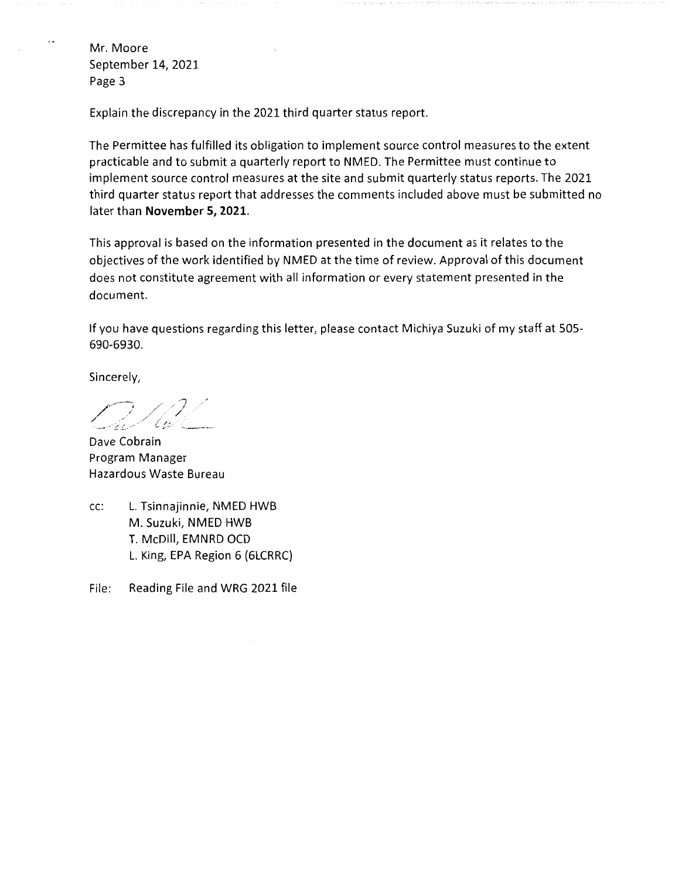Explain the discrepancy in the 2021 third quarter status report.

The Permittee has fulfilled its obligation to implement source control measures to the extent practicable and to submit a quarterly report to NMED. The Permittee must continue to implement source control measures at the site and submit quarterly status reports. The 2021 third quarter status report that addresses the comments included above must be submitted no later than **November 5, 2021**.

This approval is based on the information presented in the document as it relates to the objectives of the work identified by NMED at the time of review. Approval of this document does not constitute agreement with all information or every statement presented in the document.

If you have questions regarding this letter, please contact Michiya Suzuki of my staff at 505-690-6930.

Sincerely,

Dave Cobrain
Program Manager
Hazardous Waste Bureau

cc: L. Tsinnajinnie, NMED HWB
M. Suzuki, NMED HWB
T. McDill, EMNRD OCD
L. King, EPA Region 6 (6LCRRC)

File: Reading File and WRG 2021 file